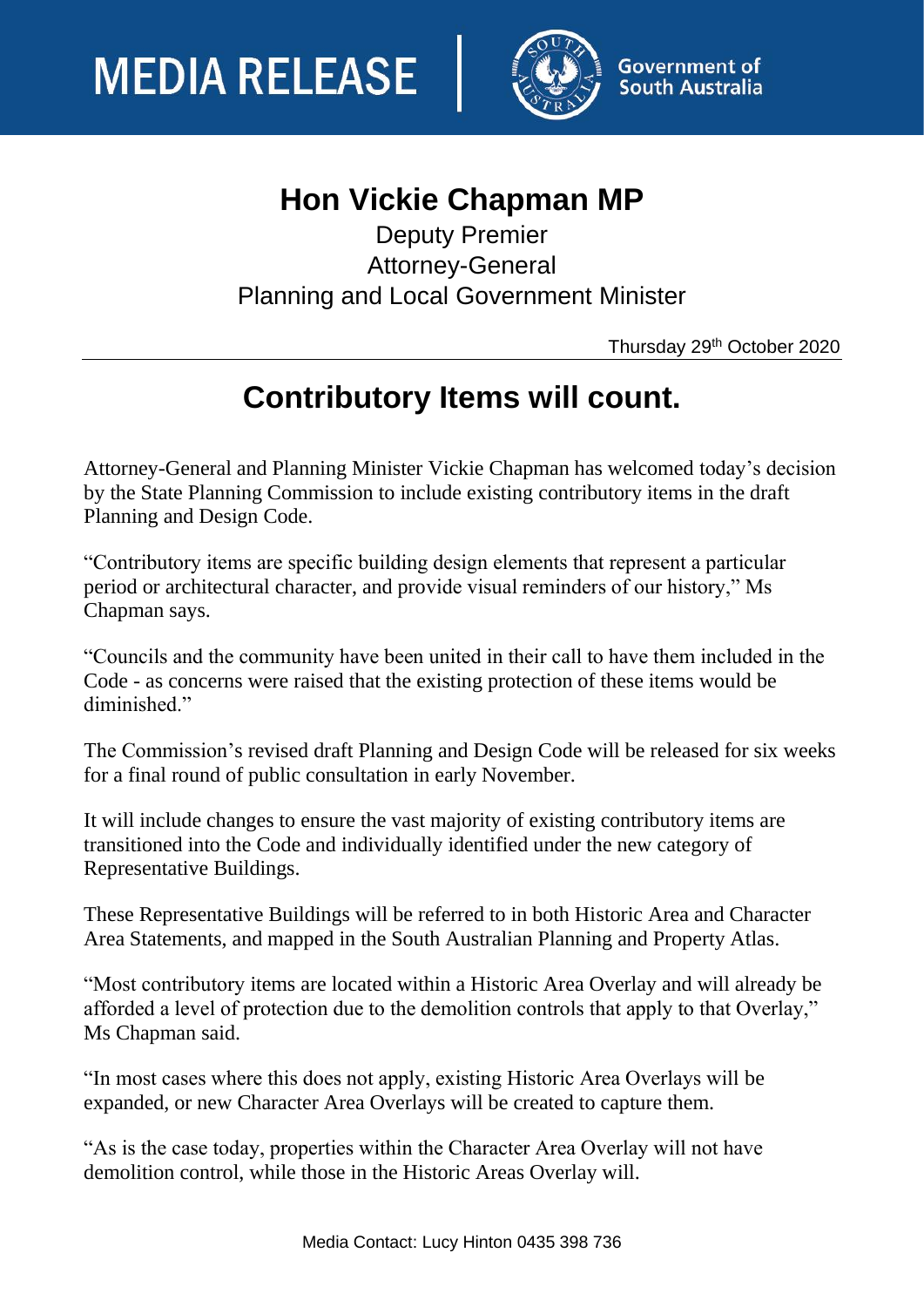# MEDIA RELEASE

Government of South Australia

## Hon Vickie Chapman MP

Deputy Premier
Attorney-General
Planning and Local Government Minister

Thursday 29th October 2020

# Contributory Items will count.

Attorney-General and Planning Minister Vickie Chapman has welcomed today's decision by the State Planning Commission to include existing contributory items in the draft Planning and Design Code.

"Contributory items are specific building design elements that represent a particular period or architectural character, and provide visual reminders of our history," Ms Chapman says.

"Councils and the community have been united in their call to have them included in the Code - as concerns were raised that the existing protection of these items would be diminished."

The Commission's revised draft Planning and Design Code will be released for six weeks for a final round of public consultation in early November.

It will include changes to ensure the vast majority of existing contributory items are transitioned into the Code and individually identified under the new category of Representative Buildings.

These Representative Buildings will be referred to in both Historic Area and Character Area Statements, and mapped in the South Australian Planning and Property Atlas.

"Most contributory items are located within a Historic Area Overlay and will already be afforded a level of protection due to the demolition controls that apply to that Overlay," Ms Chapman said.

"In most cases where this does not apply, existing Historic Area Overlays will be expanded, or new Character Area Overlays will be created to capture them.

"As is the case today, properties within the Character Area Overlay will not have demolition control, while those in the Historic Areas Overlay will.

Media Contact: Lucy Hinton 0435 398 736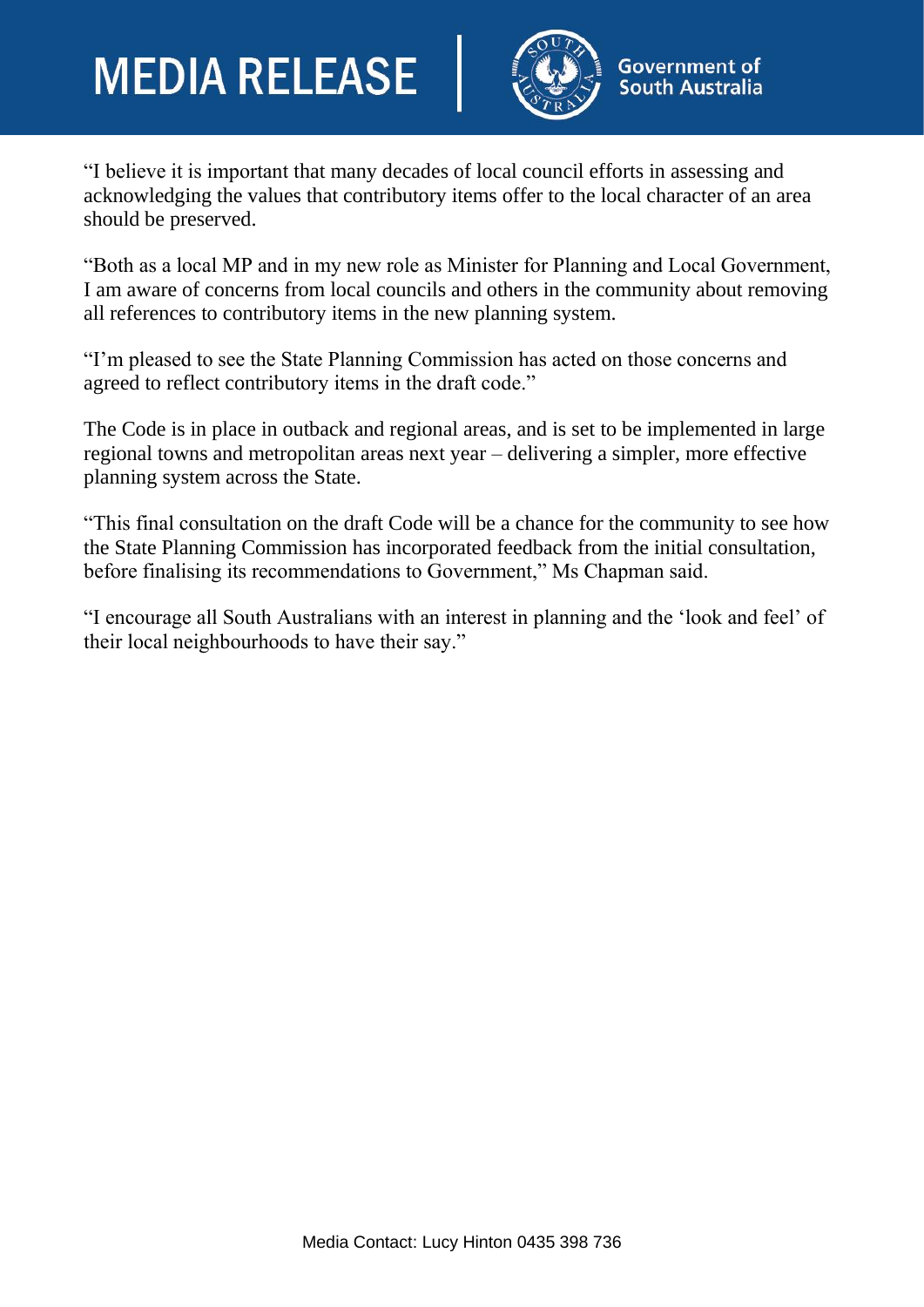"I believe it is important that many decades of local council efforts in assessing and acknowledging the values that contributory items offer to the local character of an area should be preserved.

"Both as a local MP and in my new role as Minister for Planning and Local Government, I am aware of concerns from local councils and others in the community about removing all references to contributory items in the new planning system.

"I'm pleased to see the State Planning Commission has acted on those concerns and agreed to reflect contributory items in the draft code."

The Code is in place in outback and regional areas, and is set to be implemented in large regional towns and metropolitan areas next year – delivering a simpler, more effective planning system across the State.

"This final consultation on the draft Code will be a chance for the community to see how the State Planning Commission has incorporated feedback from the initial consultation, before finalising its recommendations to Government," Ms Chapman said.

"I encourage all South Australians with an interest in planning and the 'look and feel' of their local neighbourhoods to have their say."

Media Contact: Lucy Hinton 0435 398 736